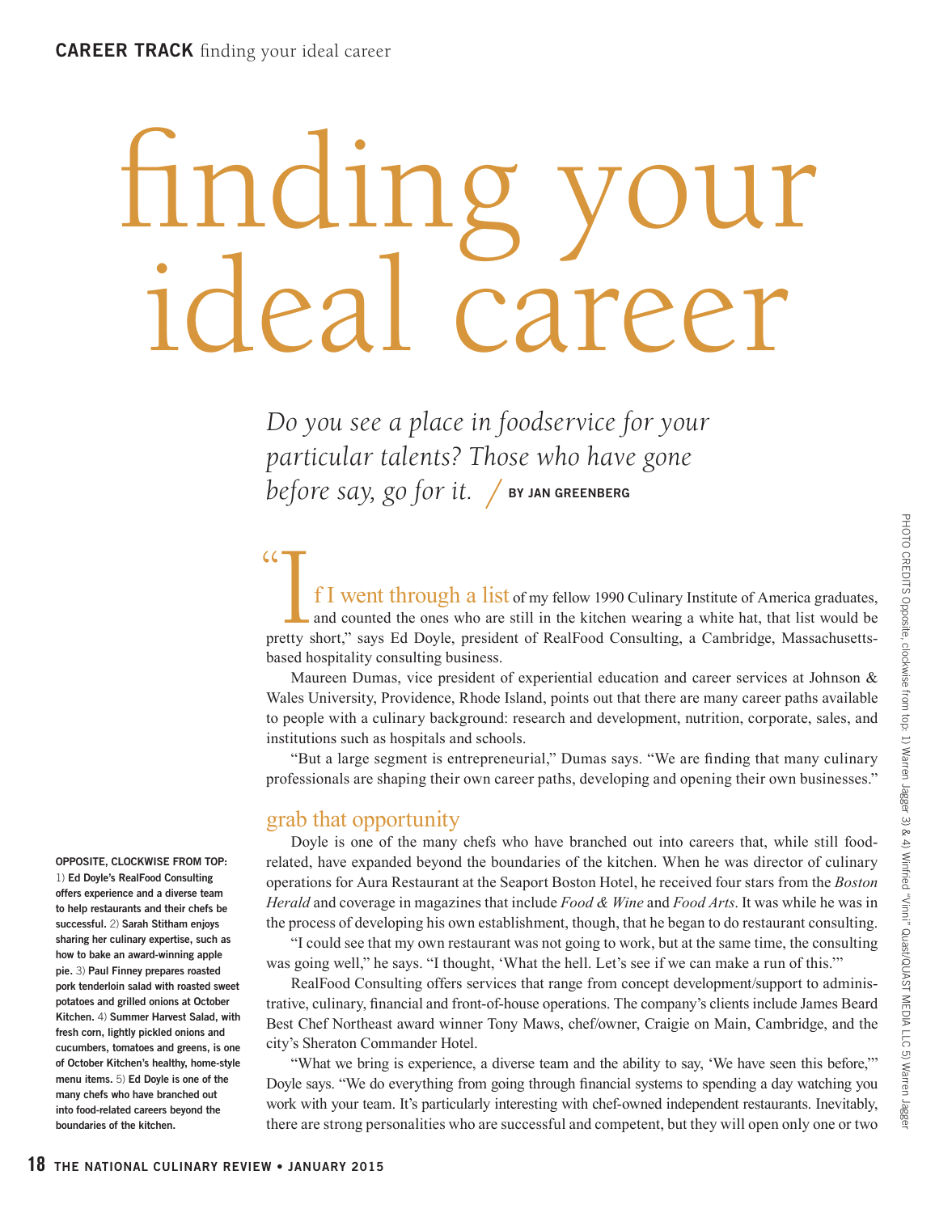# finding your ideal career

*Do you see a place in foodservice for your particular talents? Those who have gone before say, go for it.* / BY JAN GREENBERG

"If I went through a list of my fellow 1990 Culinary Institute of America graduates, and counted the ones who are still in the kitchen wearing a white hat, that list would be pretty short," says Ed Doyle, president of RealFood Consulting, a Cambridge, Massachusetts-based hospitality consulting business.

Maureen Dumas, vice president of experiential education and career services at Johnson & Wales University, Providence, Rhode Island, points out that there are many career paths available to people with a culinary background: research and development, nutrition, corporate, sales, and institutions such as hospitals and schools.

"But a large segment is entrepreneurial," Dumas says. "We are finding that many culinary professionals are shaping their own career paths, developing and opening their own businesses."

## grab that opportunity

Doyle is one of the many chefs who have branched out into careers that, while still food-related, have expanded beyond the boundaries of the kitchen. When he was director of culinary operations for Aura Restaurant at the Seaport Boston Hotel, he received four stars from the *Boston Herald* and coverage in magazines that include *Food & Wine* and *Food Arts*. It was while he was in the process of developing his own establishment, though, that he began to do restaurant consulting.

"I could see that my own restaurant was not going to work, but at the same time, the consulting was going well," he says. "I thought, 'What the hell. Let's see if we can make a run of this.'"

RealFood Consulting offers services that range from concept development/support to administrative, culinary, financial and front-of-house operations. The company's clients include James Beard Best Chef Northeast award winner Tony Maws, chef/owner, Craigie on Main, Cambridge, and the city's Sheraton Commander Hotel.

"What we bring is experience, a diverse team and the ability to say, 'We have seen this before,'" Doyle says. "We do everything from going through financial systems to spending a day watching you work with your team. It's particularly interesting with chef-owned independent restaurants. Inevitably, there are strong personalities who are successful and competent, but they will open only one or two

**OPPOSITE, CLOCKWISE FROM TOP:** 1) **Ed Doyle's RealFood Consulting offers experience and a diverse team to help restaurants and their chefs be successful.** 2) **Sarah Stitham enjoys sharing her culinary expertise, such as how to bake an award-winning apple pie.** 3) **Paul Finney prepares roasted pork tenderloin salad with roasted sweet potatoes and grilled onions at October Kitchen.** 4) **Summer Harvest Salad, with fresh corn, lightly pickled onions and cucumbers, tomatoes and greens, is one of October Kitchen's healthy, home-style menu items.** 5) **Ed Doyle is one of the many chefs who have branched out into food-related careers beyond the boundaries of the kitchen.**

PHOTO CREDITS Opposite, clockwise from top: 1) Warren Jagger 3) & 4) Winfried "Vinni" Quast/QUAST MEDIA LLC 5) Warren Jagger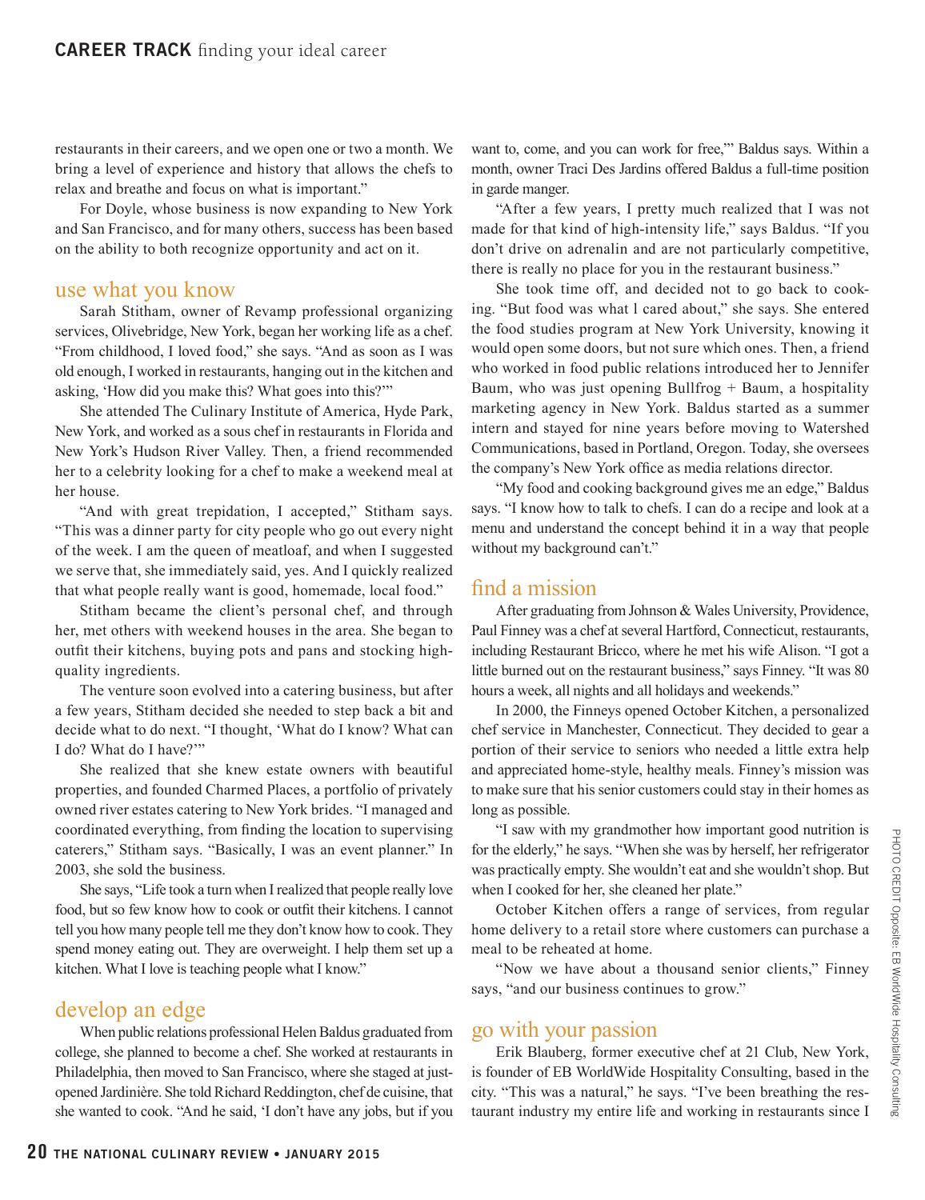restaurants in their careers, and we open one or two a month. We bring a level of experience and history that allows the chefs to relax and breathe and focus on what is important."

For Doyle, whose business is now expanding to New York and San Francisco, and for many others, success has been based on the ability to both recognize opportunity and act on it.

## use what you know

Sarah Stitham, owner of Revamp professional organizing services, Olivebridge, New York, began her working life as a chef. "From childhood, I loved food," she says. "And as soon as I was old enough, I worked in restaurants, hanging out in the kitchen and asking, 'How did you make this? What goes into this?'"

She attended The Culinary Institute of America, Hyde Park, New York, and worked as a sous chef in restaurants in Florida and New York's Hudson River Valley. Then, a friend recommended her to a celebrity looking for a chef to make a weekend meal at her house.

"And with great trepidation, I accepted," Stitham says. "This was a dinner party for city people who go out every night of the week. I am the queen of meatloaf, and when I suggested we serve that, she immediately said, yes. And I quickly realized that what people really want is good, homemade, local food."

Stitham became the client's personal chef, and through her, met others with weekend houses in the area. She began to outfit their kitchens, buying pots and pans and stocking high-quality ingredients.

The venture soon evolved into a catering business, but after a few years, Stitham decided she needed to step back a bit and decide what to do next. "I thought, 'What do I know? What can I do? What do I have?'"

She realized that she knew estate owners with beautiful properties, and founded Charmed Places, a portfolio of privately owned river estates catering to New York brides. "I managed and coordinated everything, from finding the location to supervising caterers," Stitham says. "Basically, I was an event planner." In 2003, she sold the business.

She says, "Life took a turn when I realized that people really love food, but so few know how to cook or outfit their kitchens. I cannot tell you how many people tell me they don't know how to cook. They spend money eating out. They are overweight. I help them set up a kitchen. What I love is teaching people what I know."

## develop an edge

When public relations professional Helen Baldus graduated from college, she planned to become a chef. She worked at restaurants in Philadelphia, then moved to San Francisco, where she staged at just-opened Jardinière. She told Richard Reddington, chef de cuisine, that she wanted to cook. "And he said, 'I don't have any jobs, but if you want to, come, and you can work for free,'" Baldus says. Within a month, owner Traci Des Jardins offered Baldus a full-time position in garde manger.

"After a few years, I pretty much realized that I was not made for that kind of high-intensity life," says Baldus. "If you don't drive on adrenalin and are not particularly competitive, there is really no place for you in the restaurant business."

She took time off, and decided not to go back to cooking. "But food was what I cared about," she says. She entered the food studies program at New York University, knowing it would open some doors, but not sure which ones. Then, a friend who worked in food public relations introduced her to Jennifer Baum, who was just opening Bullfrog + Baum, a hospitality marketing agency in New York. Baldus started as a summer intern and stayed for nine years before moving to Watershed Communications, based in Portland, Oregon. Today, she oversees the company's New York office as media relations director.

"My food and cooking background gives me an edge," Baldus says. "I know how to talk to chefs. I can do a recipe and look at a menu and understand the concept behind it in a way that people without my background can't."

## find a mission

After graduating from Johnson & Wales University, Providence, Paul Finney was a chef at several Hartford, Connecticut, restaurants, including Restaurant Bricco, where he met his wife Alison. "I got a little burned out on the restaurant business," says Finney. "It was 80 hours a week, all nights and all holidays and weekends."

In 2000, the Finneys opened October Kitchen, a personalized chef service in Manchester, Connecticut. They decided to gear a portion of their service to seniors who needed a little extra help and appreciated home-style, healthy meals. Finney's mission was to make sure that his senior customers could stay in their homes as long as possible.

"I saw with my grandmother how important good nutrition is for the elderly," he says. "When she was by herself, her refrigerator was practically empty. She wouldn't eat and she wouldn't shop. But when I cooked for her, she cleaned her plate."

October Kitchen offers a range of services, from regular home delivery to a retail store where customers can purchase a meal to be reheated at home.

"Now we have about a thousand senior clients," Finney says, "and our business continues to grow."

## go with your passion

Erik Blauberg, former executive chef at 21 Club, New York, is founder of EB WorldWide Hospitality Consulting, based in the city. "This was a natural," he says. "I've been breathing the restaurant industry my entire life and working in restaurants since I

PHOTO CREDIT Opposite: EB WorldWide Hospitality Consulting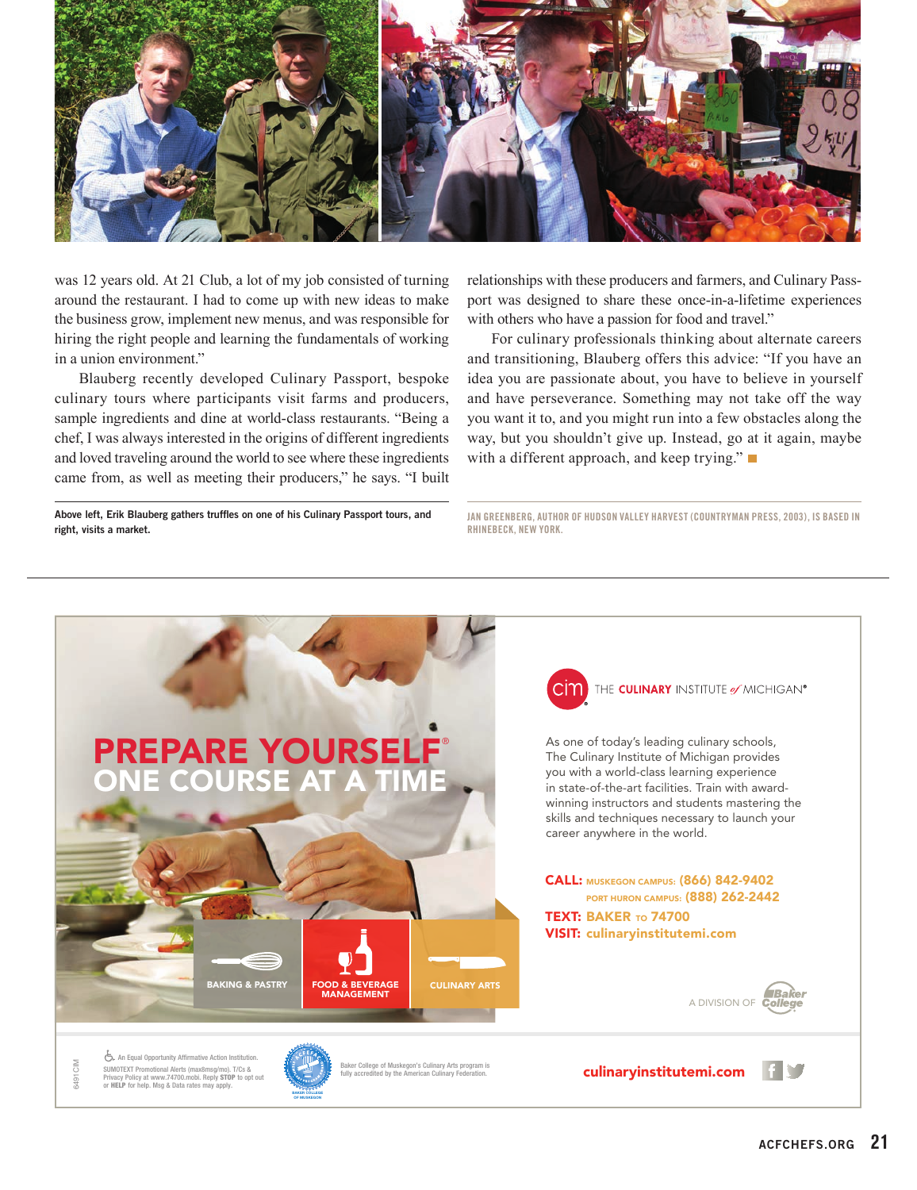was 12 years old. At 21 Club, a lot of my job consisted of turning around the restaurant. I had to come up with new ideas to make the business grow, implement new menus, and was responsible for hiring the right people and learning the fundamentals of working in a union environment."

Blauberg recently developed Culinary Passport, bespoke culinary tours where participants visit farms and producers, sample ingredients and dine at world-class restaurants. "Being a chef, I was always interested in the origins of different ingredients and loved traveling around the world to see where these ingredients came from, as well as meeting their producers," he says. "I built relationships with these producers and farmers, and Culinary Passport was designed to share these once-in-a-lifetime experiences with others who have a passion for food and travel."

For culinary professionals thinking about alternate careers and transitioning, Blauberg offers this advice: "If you have an idea you are passionate about, you have to believe in yourself and have perseverance. Something may not take off the way you want it to, and you might run into a few obstacles along the way, but you shouldn't give up. Instead, go at it again, maybe with a different approach, and keep trying." ■

**Above left, Erik Blauberg gathers truffles on one of his Culinary Passport tours, and right, visits a market.**

JAN GREENBERG, AUTHOR OF HUDSON VALLEY HARVEST (COUNTRYMAN PRESS, 2003), IS BASED IN RHINEBECK, NEW YORK.

---

**PREPARE YOURSELF® ONE COURSE AT A TIME**

BAKING & PASTRY | FOOD & BEVERAGE MANAGEMENT | CULINARY ARTS

THE CULINARY INSTITUTE of MICHIGAN®

As one of today's leading culinary schools, The Culinary Institute of Michigan provides you with a world-class learning experience in state-of-the-art facilities. Train with award-winning instructors and students mastering the skills and techniques necessary to launch your career anywhere in the world.

**CALL:** MUSKEGON CAMPUS: (866) 842-9402
PORT HURON CAMPUS: (888) 262-2442
**TEXT:** BAKER TO 74700
**VISIT:** culinaryinstitutemi.com

A DIVISION OF Baker College

An Equal Opportunity Affirmative Action Institution.
SUMOTEXT Promotional Alerts (max8msg/mo). T/Cs & Privacy Policy at www.74700.mobi. Reply STOP to opt out or HELP for help. Msg & Data rates may apply.

Baker College of Muskegon's Culinary Arts program is fully accredited by the American Culinary Federation.

culinaryinstitutemi.com